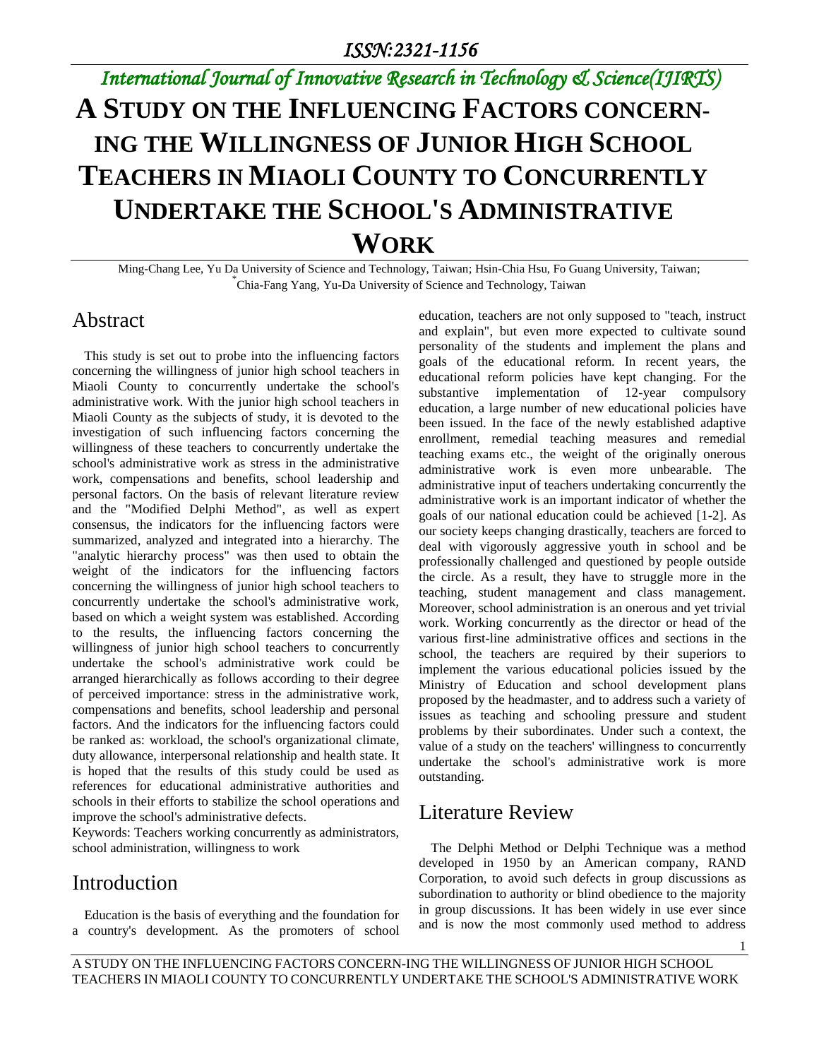# A STUDY ON THE INFLUENCING FACTORS CONCERN-ING THE WILLINGNESS OF JUNIOR HIGH SCHOOL TEACHERS IN MIAOLI COUNTY TO CONCURRENTLY UNDERTAKE THE SCHOOL'S ADMINISTRATIVE WORK

Ming-Chang Lee, Yu Da University of Science and Technology, Taiwan; Hsin-Chia Hsu, Fo Guang University, Taiwan; *Chia-Fang Yang, Yu-Da University of Science and Technology, Taiwan

## Abstract

This study is set out to probe into the influencing factors concerning the willingness of junior high school teachers in Miaoli County to concurrently undertake the school's administrative work. With the junior high school teachers in Miaoli County as the subjects of study, it is devoted to the investigation of such influencing factors concerning the willingness of these teachers to concurrently undertake the school's administrative work as stress in the administrative work, compensations and benefits, school leadership and personal factors. On the basis of relevant literature review and the "Modified Delphi Method", as well as expert consensus, the indicators for the influencing factors were summarized, analyzed and integrated into a hierarchy. The "analytic hierarchy process" was then used to obtain the weight of the indicators for the influencing factors concerning the willingness of junior high school teachers to concurrently undertake the school's administrative work, based on which a weight system was established. According to the results, the influencing factors concerning the willingness of junior high school teachers to concurrently undertake the school's administrative work could be arranged hierarchically as follows according to their degree of perceived importance: stress in the administrative work, compensations and benefits, school leadership and personal factors. And the indicators for the influencing factors could be ranked as: workload, the school's organizational climate, duty allowance, interpersonal relationship and health state. It is hoped that the results of this study could be used as references for educational administrative authorities and schools in their efforts to stabilize the school operations and improve the school's administrative defects.

Keywords: Teachers working concurrently as administrators, school administration, willingness to work

## Introduction

Education is the basis of everything and the foundation for a country's development. As the promoters of school education, teachers are not only supposed to "teach, instruct and explain", but even more expected to cultivate sound personality of the students and implement the plans and goals of the educational reform. In recent years, the educational reform policies have kept changing. For the substantive implementation of 12-year compulsory education, a large number of new educational policies have been issued. In the face of the newly established adaptive enrollment, remedial teaching measures and remedial teaching exams etc., the weight of the originally onerous administrative work is even more unbearable. The administrative input of teachers undertaking concurrently the administrative work is an important indicator of whether the goals of our national education could be achieved [1-2]. As our society keeps changing drastically, teachers are forced to deal with vigorously aggressive youth in school and be professionally challenged and questioned by people outside the circle. As a result, they have to struggle more in the teaching, student management and class management. Moreover, school administration is an onerous and yet trivial work. Working concurrently as the director or head of the various first-line administrative offices and sections in the school, the teachers are required by their superiors to implement the various educational policies issued by the Ministry of Education and school development plans proposed by the headmaster, and to address such a variety of issues as teaching and schooling pressure and student problems by their subordinates. Under such a context, the value of a study on the teachers' willingness to concurrently undertake the school's administrative work is more outstanding.

## Literature Review

The Delphi Method or Delphi Technique was a method developed in 1950 by an American company, RAND Corporation, to avoid such defects in group discussions as subordination to authority or blind obedience to the majority in group discussions. It has been widely in use ever since and is now the most commonly used method to address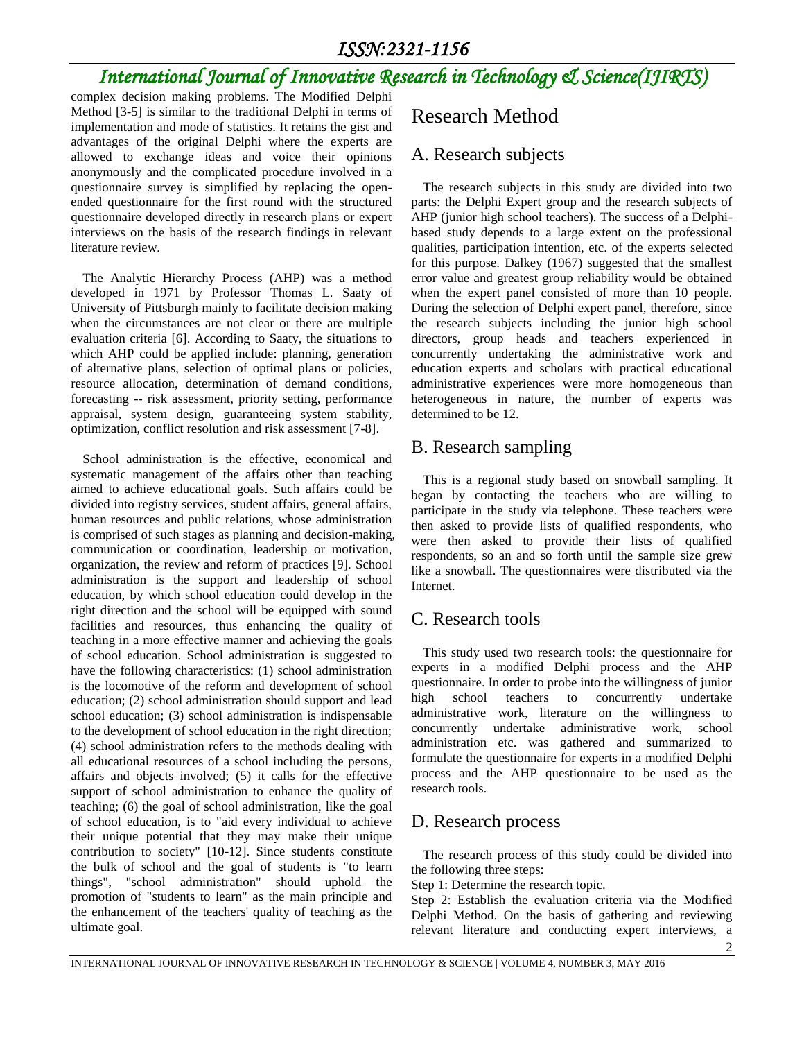complex decision making problems. The Modified Delphi Method [3-5] is similar to the traditional Delphi in terms of implementation and mode of statistics. It retains the gist and advantages of the original Delphi where the experts are allowed to exchange ideas and voice their opinions anonymously and the complicated procedure involved in a questionnaire survey is simplified by replacing the open-ended questionnaire for the first round with the structured questionnaire developed directly in research plans or expert interviews on the basis of the research findings in relevant literature review.

The Analytic Hierarchy Process (AHP) was a method developed in 1971 by Professor Thomas L. Saaty of University of Pittsburgh mainly to facilitate decision making when the circumstances are not clear or there are multiple evaluation criteria [6]. According to Saaty, the situations to which AHP could be applied include: planning, generation of alternative plans, selection of optimal plans or policies, resource allocation, determination of demand conditions, forecasting -- risk assessment, priority setting, performance appraisal, system design, guaranteeing system stability, optimization, conflict resolution and risk assessment [7-8].

School administration is the effective, economical and systematic management of the affairs other than teaching aimed to achieve educational goals. Such affairs could be divided into registry services, student affairs, general affairs, human resources and public relations, whose administration is comprised of such stages as planning and decision-making, communication or coordination, leadership or motivation, organization, the review and reform of practices [9]. School administration is the support and leadership of school education, by which school education could develop in the right direction and the school will be equipped with sound facilities and resources, thus enhancing the quality of teaching in a more effective manner and achieving the goals of school education. School administration is suggested to have the following characteristics: (1) school administration is the locomotive of the reform and development of school education; (2) school administration should support and lead school education; (3) school administration is indispensable to the development of school education in the right direction; (4) school administration refers to the methods dealing with all educational resources of a school including the persons, affairs and objects involved; (5) it calls for the effective support of school administration to enhance the quality of teaching; (6) the goal of school administration, like the goal of school education, is to "aid every individual to achieve their unique potential that they may make their unique contribution to society" [10-12]. Since students constitute the bulk of school and the goal of students is "to learn things", "school administration" should uphold the promotion of "students to learn" as the main principle and the enhancement of the teachers' quality of teaching as the ultimate goal.

# Research Method

## A. Research subjects

The research subjects in this study are divided into two parts: the Delphi Expert group and the research subjects of AHP (junior high school teachers). The success of a Delphi-based study depends to a large extent on the professional qualities, participation intention, etc. of the experts selected for this purpose. Dalkey (1967) suggested that the smallest error value and greatest group reliability would be obtained when the expert panel consisted of more than 10 people. During the selection of Delphi expert panel, therefore, since the research subjects including the junior high school directors, group heads and teachers experienced in concurrently undertaking the administrative work and education experts and scholars with practical educational administrative experiences were more homogeneous than heterogeneous in nature, the number of experts was determined to be 12.

## B. Research sampling

This is a regional study based on snowball sampling. It began by contacting the teachers who are willing to participate in the study via telephone. These teachers were then asked to provide lists of qualified respondents, who were then asked to provide their lists of qualified respondents, so an and so forth until the sample size grew like a snowball. The questionnaires were distributed via the Internet.

## C. Research tools

This study used two research tools: the questionnaire for experts in a modified Delphi process and the AHP questionnaire. In order to probe into the willingness of junior high school teachers to concurrently undertake administrative work, literature on the willingness to concurrently undertake administrative work, school administration etc. was gathered and summarized to formulate the questionnaire for experts in a modified Delphi process and the AHP questionnaire to be used as the research tools.

## D. Research process

The research process of this study could be divided into the following three steps:

Step 1: Determine the research topic.

Step 2: Establish the evaluation criteria via the Modified Delphi Method. On the basis of gathering and reviewing relevant literature and conducting expert interviews, a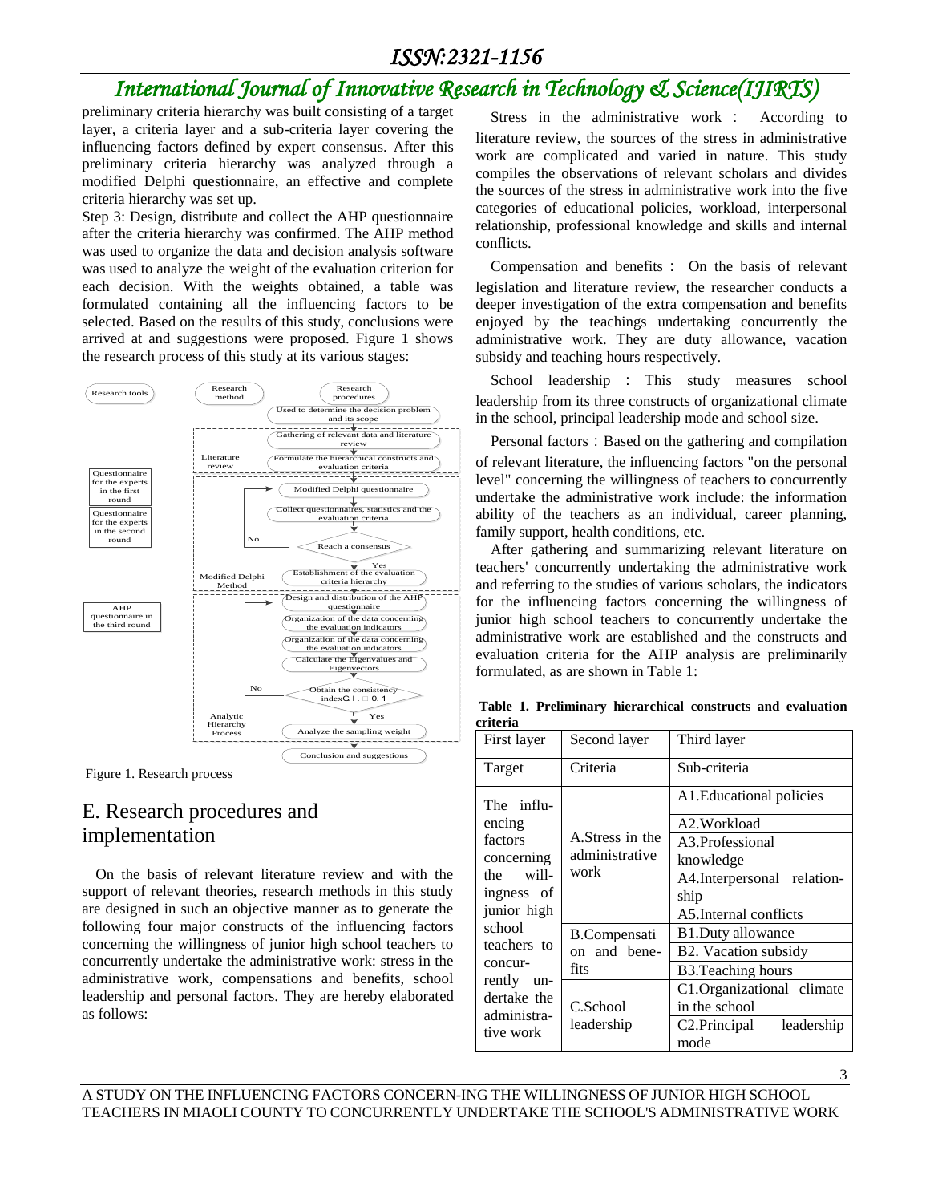preliminary criteria hierarchy was built consisting of a target layer, a criteria layer and a sub-criteria layer covering the influencing factors defined by expert consensus. After this preliminary criteria hierarchy was analyzed through a modified Delphi questionnaire, an effective and complete criteria hierarchy was set up.

Step 3: Design, distribute and collect the AHP questionnaire after the criteria hierarchy was confirmed. The AHP method was used to organize the data and decision analysis software was used to analyze the weight of the evaluation criterion for each decision. With the weights obtained, a table was formulated containing all the influencing factors to be selected. Based on the results of this study, conclusions were arrived at and suggestions were proposed. Figure 1 shows the research process of this study at its various stages:

Figure 1. Research process

## E. Research procedures and implementation

On the basis of relevant literature review and with the support of relevant theories, research methods in this study are designed in such an objective manner as to generate the following four major constructs of the influencing factors concerning the willingness of junior high school teachers to concurrently undertake the administrative work: stress in the administrative work, compensations and benefits, school leadership and personal factors. They are hereby elaborated as follows:

Stress in the administrative work： According to literature review, the sources of the stress in administrative work are complicated and varied in nature. This study compiles the observations of relevant scholars and divides the sources of the stress in administrative work into the five categories of educational policies, workload, interpersonal relationship, professional knowledge and skills and internal conflicts.

Compensation and benefits： On the basis of relevant legislation and literature review, the researcher conducts a deeper investigation of the extra compensation and benefits enjoyed by the teachings undertaking concurrently the administrative work. They are duty allowance, vacation subsidy and teaching hours respectively.

School leadership：This study measures school leadership from its three constructs of organizational climate in the school, principal leadership mode and school size.

Personal factors：Based on the gathering and compilation of relevant literature, the influencing factors "on the personal level" concerning the willingness of teachers to concurrently undertake the administrative work include: the information ability of the teachers as an individual, career planning, family support, health conditions, etc.

After gathering and summarizing relevant literature on teachers' concurrently undertaking the administrative work and referring to the studies of various scholars, the indicators for the influencing factors concerning the willingness of junior high school teachers to concurrently undertake the administrative work are established and the constructs and evaluation criteria for the AHP analysis are preliminarily formulated, as are shown in Table 1:

**Table 1. Preliminary hierarchical constructs and evaluation criteria**

| First layer | Second layer | Third layer |
|---|---|---|
| Target | Criteria | Sub-criteria |
| The influencing factors concerning the willingness of junior high school teachers to concurrently undertake the administrative work | A.Stress in the administrative work | A1.Educational policies |
| | | A2.Workload |
| | | A3.Professional knowledge |
| | | A4.Interpersonal relationship |
| | | A5.Internal conflicts |
| | B.Compensation and benefits | B1.Duty allowance |
| | | B2. Vacation subsidy |
| | | B3.Teaching hours |
| | C.School leadership | C1.Organizational climate in the school |
| | | C2.Principal leadership mode |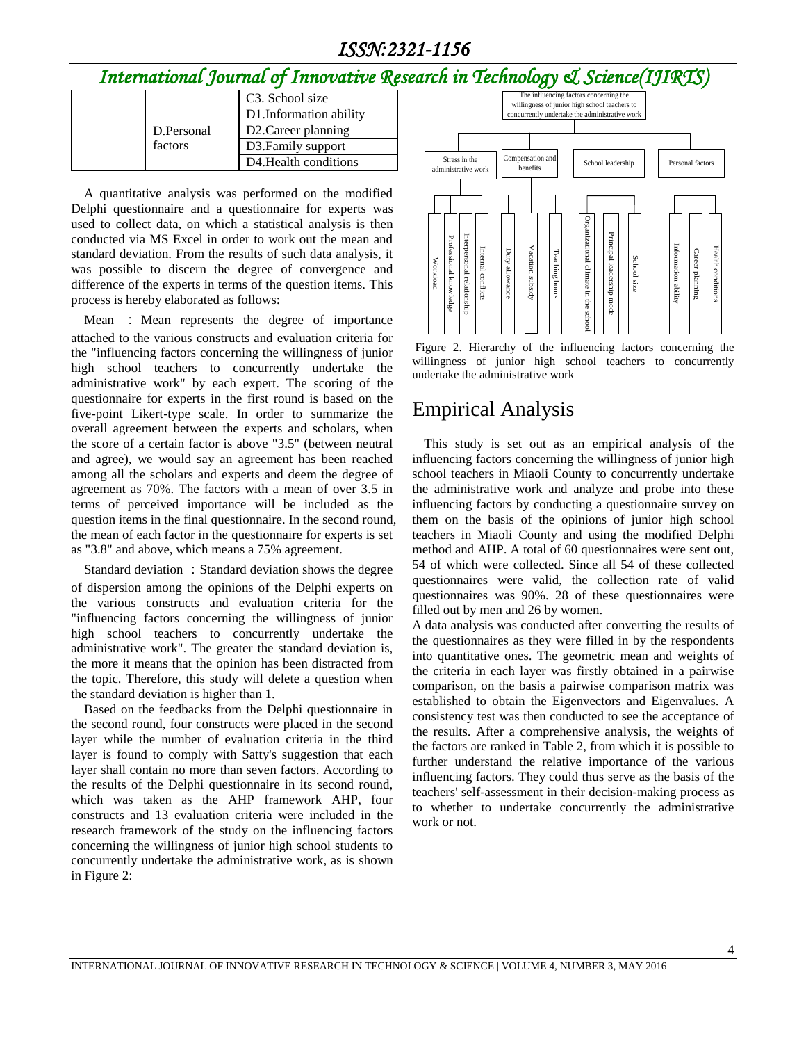| | | C3. School size |
|---|---|---|
| | D.Personal factors | D1.Information ability |
| | | D2.Career planning |
| | | D3.Family support |
| | | D4.Health conditions |

A quantitative analysis was performed on the modified Delphi questionnaire and a questionnaire for experts was used to collect data, on which a statistical analysis is then conducted via MS Excel in order to work out the mean and standard deviation. From the results of such data analysis, it was possible to discern the degree of convergence and difference of the experts in terms of the question items. This process is hereby elaborated as follows:

Mean ：Mean represents the degree of importance attached to the various constructs and evaluation criteria for the "influencing factors concerning the willingness of junior high school teachers to concurrently undertake the administrative work" by each expert. The scoring of the questionnaire for experts in the first round is based on the five-point Likert-type scale. In order to summarize the overall agreement between the experts and scholars, when the score of a certain factor is above "3.5" (between neutral and agree), we would say an agreement has been reached among all the scholars and experts and deem the degree of agreement as 70%. The factors with a mean of over 3.5 in terms of perceived importance will be included as the question items in the final questionnaire. In the second round, the mean of each factor in the questionnaire for experts is set as "3.8" and above, which means a 75% agreement.

Standard deviation ：Standard deviation shows the degree of dispersion among the opinions of the Delphi experts on the various constructs and evaluation criteria for the "influencing factors concerning the willingness of junior high school teachers to concurrently undertake the administrative work". The greater the standard deviation is, the more it means that the opinion has been distracted from the topic. Therefore, this study will delete a question when the standard deviation is higher than 1.

Based on the feedbacks from the Delphi questionnaire in the second round, four constructs were placed in the second layer while the number of evaluation criteria in the third layer is found to comply with Satty's suggestion that each layer shall contain no more than seven factors. According to the results of the Delphi questionnaire in its second round, which was taken as the AHP framework AHP, four constructs and 13 evaluation criteria were included in the research framework of the study on the influencing factors concerning the willingness of junior high school students to concurrently undertake the administrative work, as is shown in Figure 2:

The influencing factors concerning the willingness of junior high school teachers to concurrently undertake the administrative work

- Stress in the administrative work
  - Workload
  - Professional knowledge
  - Interpersonal relationship
  - Internal conflicts
- Compensation and benefits
  - Duty allowance
  - Vacation subsidy
  - Teaching hours
- School leadership
  - Organizational climate in the school
  - Principal leadership mode
  - School size
- Personal factors
  - Information ability
  - Career planning
  - Health conditions

Figure 2. Hierarchy of the influencing factors concerning the willingness of junior high school teachers to concurrently undertake the administrative work

# Empirical Analysis

This study is set out as an empirical analysis of the influencing factors concerning the willingness of junior high school teachers in Miaoli County to concurrently undertake the administrative work and analyze and probe into these influencing factors by conducting a questionnaire survey on them on the basis of the opinions of junior high school teachers in Miaoli County and using the modified Delphi method and AHP. A total of 60 questionnaires were sent out, 54 of which were collected. Since all 54 of these collected questionnaires were valid, the collection rate of valid questionnaires was 90%. 28 of these questionnaires were filled out by men and 26 by women.

A data analysis was conducted after converting the results of the questionnaires as they were filled in by the respondents into quantitative ones. The geometric mean and weights of the criteria in each layer was firstly obtained in a pairwise comparison, on the basis a pairwise comparison matrix was established to obtain the Eigenvectors and Eigenvalues. A consistency test was then conducted to see the acceptance of the results. After a comprehensive analysis, the weights of the factors are ranked in Table 2, from which it is possible to further understand the relative importance of the various influencing factors. They could thus serve as the basis of the teachers' self-assessment in their decision-making process as to whether to undertake concurrently the administrative work or not.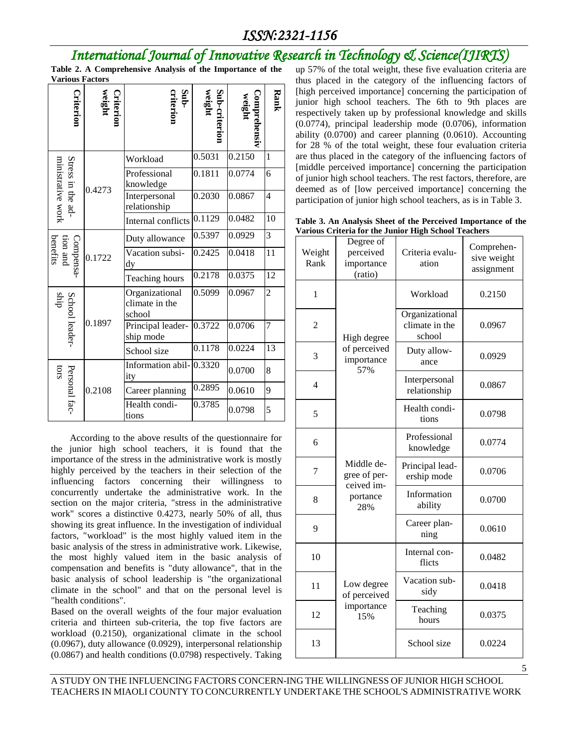**Table 2. A Comprehensive Analysis of the Importance of the Various Factors**

| Criterion | Criterion weight | Sub-criterion | Sub-criterion weight | Comprehensiv weight | Rank |
|---|---|---|---|---|---|
| Stress in the administrative work | 0.4273 | Workload | 0.5031 | 0.2150 | 1 |
| | | Professional knowledge | 0.1811 | 0.0774 | 6 |
| | | Interpersonal relationship | 0.2030 | 0.0867 | 4 |
| | | Internal conflicts | 0.1129 | 0.0482 | 10 |
| Compensation and benefits | 0.1722 | Duty allowance | 0.5397 | 0.0929 | 3 |
| | | Vacation subsidy | 0.2425 | 0.0418 | 11 |
| | | Teaching hours | 0.2178 | 0.0375 | 12 |
| School leadership | 0.1897 | Organizational climate in the school | 0.5099 | 0.0967 | 2 |
| | | Principal leadership mode | 0.3722 | 0.0706 | 7 |
| | | School size | 0.1178 | 0.0224 | 13 |
| Personal factors | 0.2108 | Information ability | 0.3320 | 0.0700 | 8 |
| | | Career planning | 0.2895 | 0.0610 | 9 |
| | | Health conditions | 0.3785 | 0.0798 | 5 |

According to the above results of the questionnaire for the junior high school teachers, it is found that the importance of the stress in the administrative work is mostly highly perceived by the teachers in their selection of the influencing factors concerning their willingness to concurrently undertake the administrative work. In the section on the major criteria, "stress in the administrative work" scores a distinctive 0.4273, nearly 50% of all, thus showing its great influence. In the investigation of individual factors, "workload" is the most highly valued item in the basic analysis of the stress in administrative work. Likewise, the most highly valued item in the basic analysis of compensation and benefits is "duty allowance", that in the basic analysis of school leadership is "the organizational climate in the school" and that on the personal level is "health conditions".

Based on the overall weights of the four major evaluation criteria and thirteen sub-criteria, the top five factors are workload (0.2150), organizational climate in the school (0.0967), duty allowance (0.0929), interpersonal relationship (0.0867) and health conditions (0.0798) respectively. Taking up 57% of the total weight, these five evaluation criteria are thus placed in the category of the influencing factors of [high perceived importance] concerning the participation of junior high school teachers. The 6th to 9th places are respectively taken up by professional knowledge and skills (0.0774), principal leadership mode (0.0706), information ability (0.0700) and career planning (0.0610). Accounting for 28 % of the total weight, these four evaluation criteria are thus placed in the category of the influencing factors of [middle perceived importance] concerning the participation of junior high school teachers. The rest factors, therefore, are deemed as of [low perceived importance] concerning the participation of junior high school teachers, as is in Table 3.

**Table 3. An Analysis Sheet of the Perceived Importance of the Various Criteria for the Junior High School Teachers**

| Weight Rank | Degree of perceived importance (ratio) | Criteria evaluation | Comprehensive weight assignment |
|---|---|---|---|
| 1 | High degree of perceived importance 57% | Workload | 0.2150 |
| 2 | | Organizational climate in the school | 0.0967 |
| 3 | | Duty allowance | 0.0929 |
| 4 | | Interpersonal relationship | 0.0867 |
| 5 | | Health conditions | 0.0798 |
| 6 | Middle degree of perceived importance 28% | Professional knowledge | 0.0774 |
| 7 | | Principal leadership mode | 0.0706 |
| 8 | | Information ability | 0.0700 |
| 9 | | Career planning | 0.0610 |
| 10 | Low degree of perceived importance 15% | Internal conflicts | 0.0482 |
| 11 | | Vacation subsidy | 0.0418 |
| 12 | | Teaching hours | 0.0375 |
| 13 | | School size | 0.0224 |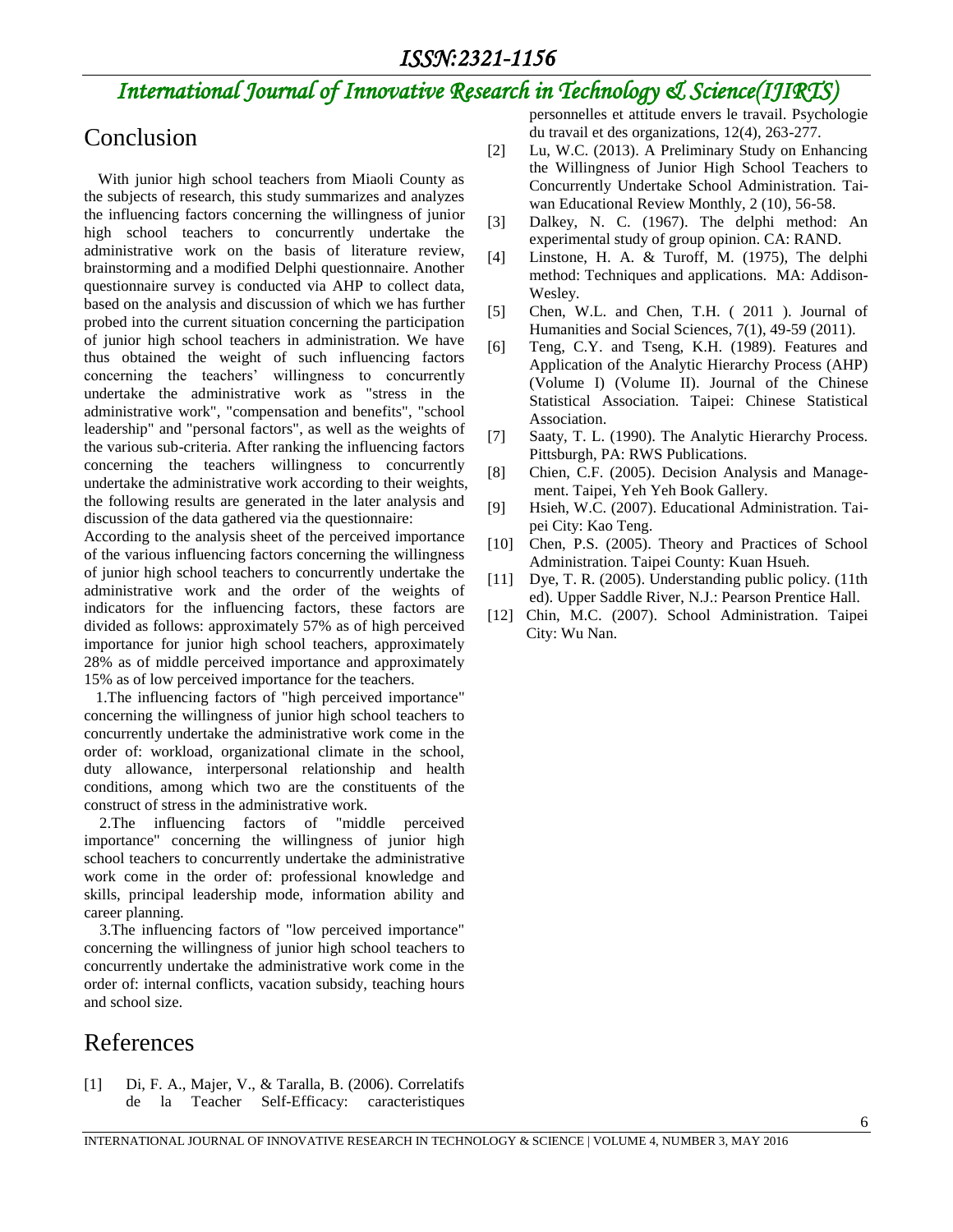## Conclusion

With junior high school teachers from Miaoli County as the subjects of research, this study summarizes and analyzes the influencing factors concerning the willingness of junior high school teachers to concurrently undertake the administrative work on the basis of literature review, brainstorming and a modified Delphi questionnaire. Another questionnaire survey is conducted via AHP to collect data, based on the analysis and discussion of which we has further probed into the current situation concerning the participation of junior high school teachers in administration. We have thus obtained the weight of such influencing factors concerning the teachers' willingness to concurrently undertake the administrative work as "stress in the administrative work", "compensation and benefits", "school leadership" and "personal factors", as well as the weights of the various sub-criteria. After ranking the influencing factors concerning the teachers willingness to concurrently undertake the administrative work according to their weights, the following results are generated in the later analysis and discussion of the data gathered via the questionnaire:

According to the analysis sheet of the perceived importance of the various influencing factors concerning the willingness of junior high school teachers to concurrently undertake the administrative work and the order of the weights of indicators for the influencing factors, these factors are divided as follows: approximately 57% as of high perceived importance for junior high school teachers, approximately 28% as of middle perceived importance and approximately 15% as of low perceived importance for the teachers.

1.The influencing factors of "high perceived importance" concerning the willingness of junior high school teachers to concurrently undertake the administrative work come in the order of: workload, organizational climate in the school, duty allowance, interpersonal relationship and health conditions, among which two are the constituents of the construct of stress in the administrative work.

2.The influencing factors of "middle perceived importance" concerning the willingness of junior high school teachers to concurrently undertake the administrative work come in the order of: professional knowledge and skills, principal leadership mode, information ability and career planning.

3.The influencing factors of "low perceived importance" concerning the willingness of junior high school teachers to concurrently undertake the administrative work come in the order of: internal conflicts, vacation subsidy, teaching hours and school size.

## References

[1] Di, F. A., Majer, V., & Taralla, B. (2006). Correlatifs de la Teacher Self-Efficacy: caracteristiques personnelles et attitude envers le travail. Psychologie du travail et des organizations, 12(4), 263-277.

[2] Lu, W.C. (2013). A Preliminary Study on Enhancing the Willingness of Junior High School Teachers to Concurrently Undertake School Administration. Taiwan Educational Review Monthly, 2 (10), 56-58.

[3] Dalkey, N. C. (1967). The delphi method: An experimental study of group opinion. CA: RAND.

[4] Linstone, H. A. & Turoff, M. (1975), The delphi method: Techniques and applications. MA: Addison-Wesley.

[5] Chen, W.L. and Chen, T.H. ( 2011 ). Journal of Humanities and Social Sciences, 7(1), 49-59 (2011).

[6] Teng, C.Y. and Tseng, K.H. (1989). Features and Application of the Analytic Hierarchy Process (AHP) (Volume I) (Volume II). Journal of the Chinese Statistical Association. Taipei: Chinese Statistical Association.

[7] Saaty, T. L. (1990). The Analytic Hierarchy Process. Pittsburgh, PA: RWS Publications.

[8] Chien, C.F. (2005). Decision Analysis and Management. Taipei, Yeh Yeh Book Gallery.

[9] Hsieh, W.C. (2007). Educational Administration. Taipei City: Kao Teng.

[10] Chen, P.S. (2005). Theory and Practices of School Administration. Taipei County: Kuan Hsueh.

[11] Dye, T. R. (2005). Understanding public policy. (11th ed). Upper Saddle River, N.J.: Pearson Prentice Hall.

[12] Chin, M.C. (2007). School Administration. Taipei City: Wu Nan.